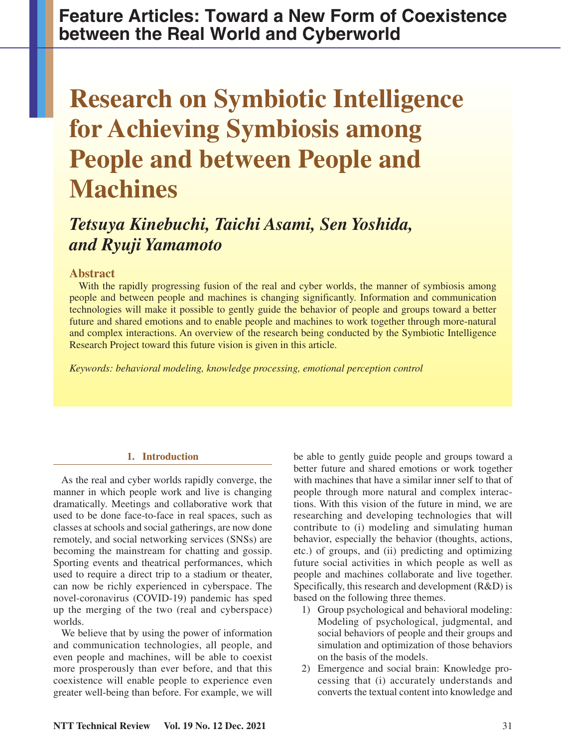Feature Articles: Toward a New Form of Coexistence between the Real World and Cyberworld

# Research on Symbiotic Intelligence for Achieving Symbiosis among People and between People and Machines

***Tetsuya Kinebuchi, Taichi Asami, Sen Yoshida, and Ryuji Yamamoto***

## Abstract

With the rapidly progressing fusion of the real and cyber worlds, the manner of symbiosis among people and between people and machines is changing significantly. Information and communication technologies will make it possible to gently guide the behavior of people and groups toward a better future and shared emotions and to enable people and machines to work together through more-natural and complex interactions. An overview of the research being conducted by the Symbiotic Intelligence Research Project toward this future vision is given in this article.

*Keywords: behavioral modeling, knowledge processing, emotional perception control*

## 1. Introduction

As the real and cyber worlds rapidly converge, the manner in which people work and live is changing dramatically. Meetings and collaborative work that used to be done face-to-face in real spaces, such as classes at schools and social gatherings, are now done remotely, and social networking services (SNSs) are becoming the mainstream for chatting and gossip. Sporting events and theatrical performances, which used to require a direct trip to a stadium or theater, can now be richly experienced in cyberspace. The novel-coronavirus (COVID-19) pandemic has sped up the merging of the two (real and cyberspace) worlds.

We believe that by using the power of information and communication technologies, all people, and even people and machines, will be able to coexist more prosperously than ever before, and that this coexistence will enable people to experience even greater well-being than before. For example, we will be able to gently guide people and groups toward a better future and shared emotions or work together with machines that have a similar inner self to that of people through more natural and complex interactions. With this vision of the future in mind, we are researching and developing technologies that will contribute to (i) modeling and simulating human behavior, especially the behavior (thoughts, actions, etc.) of groups, and (ii) predicting and optimizing future social activities in which people as well as people and machines collaborate and live together. Specifically, this research and development (R&D) is based on the following three themes.

1) Group psychological and behavioral modeling: Modeling of psychological, judgmental, and social behaviors of people and their groups and simulation and optimization of those behaviors on the basis of the models.
2) Emergence and social brain: Knowledge processing that (i) accurately understands and converts the textual content into knowledge and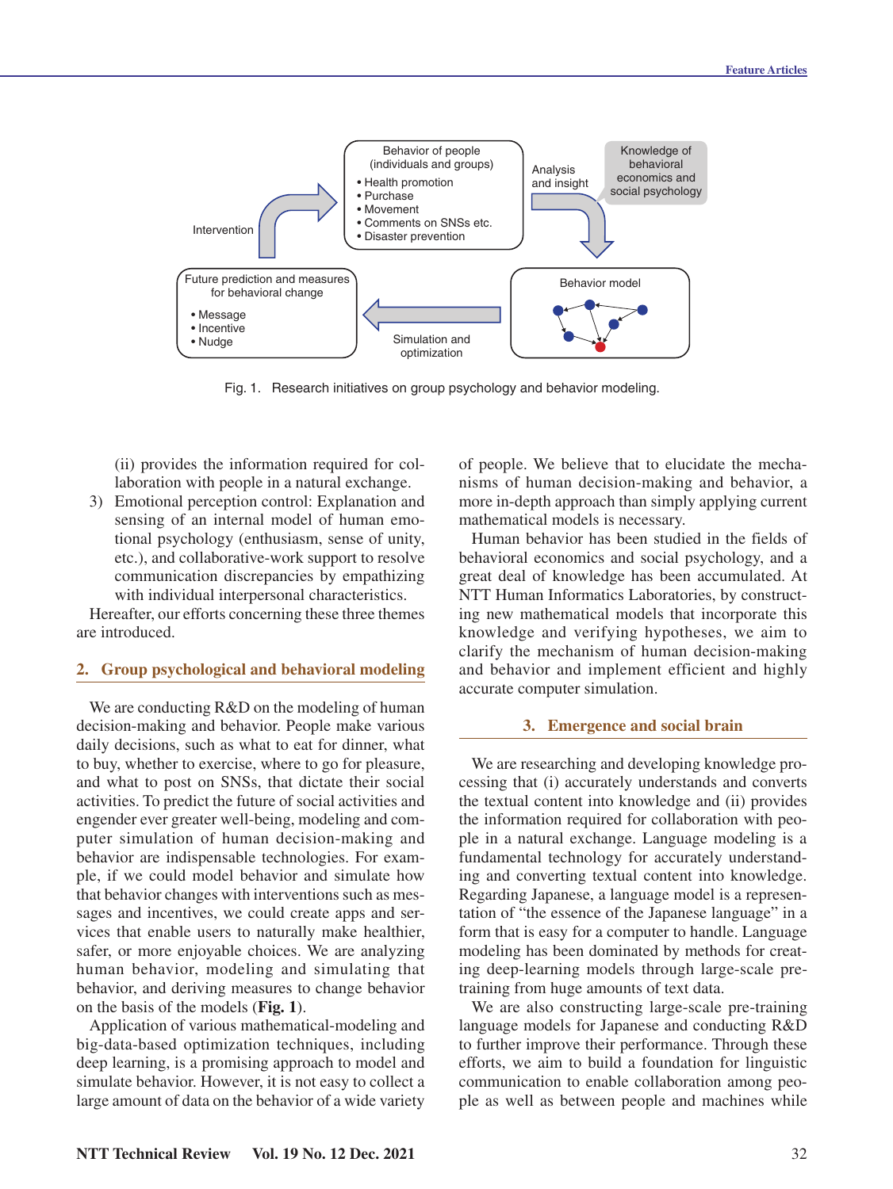Fig. 1. Research initiatives on group psychology and behavior modeling.

(ii) provides the information required for collaboration with people in a natural exchange.

3) Emotional perception control: Explanation and sensing of an internal model of human emotional psychology (enthusiasm, sense of unity, etc.), and collaborative-work support to resolve communication discrepancies by empathizing with individual interpersonal characteristics.

Hereafter, our efforts concerning these three themes are introduced.

## 2. Group psychological and behavioral modeling

We are conducting R&D on the modeling of human decision-making and behavior. People make various daily decisions, such as what to eat for dinner, what to buy, whether to exercise, where to go for pleasure, and what to post on SNSs, that dictate their social activities. To predict the future of social activities and engender ever greater well-being, modeling and computer simulation of human decision-making and behavior are indispensable technologies. For example, if we could model behavior and simulate how that behavior changes with interventions such as messages and incentives, we could create apps and services that enable users to naturally make healthier, safer, or more enjoyable choices. We are analyzing human behavior, modeling and simulating that behavior, and deriving measures to change behavior on the basis of the models (**Fig. 1**).

Application of various mathematical-modeling and big-data-based optimization techniques, including deep learning, is a promising approach to model and simulate behavior. However, it is not easy to collect a large amount of data on the behavior of a wide variety of people. We believe that to elucidate the mechanisms of human decision-making and behavior, a more in-depth approach than simply applying current mathematical models is necessary.

Human behavior has been studied in the fields of behavioral economics and social psychology, and a great deal of knowledge has been accumulated. At NTT Human Informatics Laboratories, by constructing new mathematical models that incorporate this knowledge and verifying hypotheses, we aim to clarify the mechanism of human decision-making and behavior and implement efficient and highly accurate computer simulation.

## 3. Emergence and social brain

We are researching and developing knowledge processing that (i) accurately understands and converts the textual content into knowledge and (ii) provides the information required for collaboration with people in a natural exchange. Language modeling is a fundamental technology for accurately understanding and converting textual content into knowledge. Regarding Japanese, a language model is a representation of "the essence of the Japanese language" in a form that is easy for a computer to handle. Language modeling has been dominated by methods for creating deep-learning models through large-scale pre-training from huge amounts of text data.

We are also constructing large-scale pre-training language models for Japanese and conducting R&D to further improve their performance. Through these efforts, we aim to build a foundation for linguistic communication to enable collaboration among people as well as between people and machines while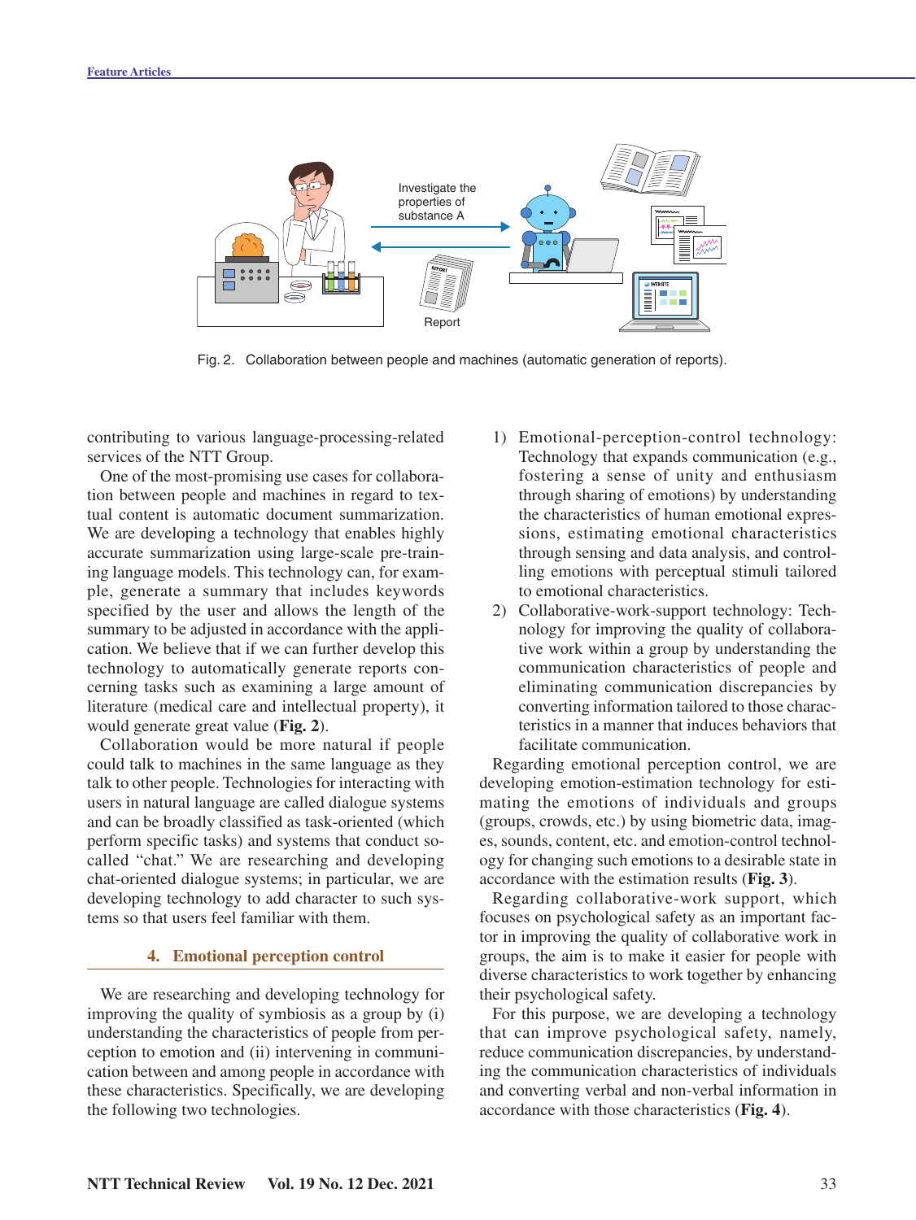Fig. 2. Collaboration between people and machines (automatic generation of reports).

contributing to various language-processing-related services of the NTT Group.

One of the most-promising use cases for collaboration between people and machines in regard to textual content is automatic document summarization. We are developing a technology that enables highly accurate summarization using large-scale pre-training language models. This technology can, for example, generate a summary that includes keywords specified by the user and allows the length of the summary to be adjusted in accordance with the application. We believe that if we can further develop this technology to automatically generate reports concerning tasks such as examining a large amount of literature (medical care and intellectual property), it would generate great value (**Fig. 2**).

Collaboration would be more natural if people could talk to machines in the same language as they talk to other people. Technologies for interacting with users in natural language are called dialogue systems and can be broadly classified as task-oriented (which perform specific tasks) and systems that conduct so-called "chat." We are researching and developing chat-oriented dialogue systems; in particular, we are developing technology to add character to such systems so that users feel familiar with them.

## 4. Emotional perception control

We are researching and developing technology for improving the quality of symbiosis as a group by (i) understanding the characteristics of people from perception to emotion and (ii) intervening in communication between and among people in accordance with these characteristics. Specifically, we are developing the following two technologies.

1) Emotional-perception-control technology: Technology that expands communication (e.g., fostering a sense of unity and enthusiasm through sharing of emotions) by understanding the characteristics of human emotional expressions, estimating emotional characteristics through sensing and data analysis, and controlling emotions with perceptual stimuli tailored to emotional characteristics.
2) Collaborative-work-support technology: Technology for improving the quality of collaborative work within a group by understanding the communication characteristics of people and eliminating communication discrepancies by converting information tailored to those characteristics in a manner that induces behaviors that facilitate communication.

Regarding emotional perception control, we are developing emotion-estimation technology for estimating the emotions of individuals and groups (groups, crowds, etc.) by using biometric data, images, sounds, content, etc. and emotion-control technology for changing such emotions to a desirable state in accordance with the estimation results (**Fig. 3**).

Regarding collaborative-work support, which focuses on psychological safety as an important factor in improving the quality of collaborative work in groups, the aim is to make it easier for people with diverse characteristics to work together by enhancing their psychological safety.

For this purpose, we are developing a technology that can improve psychological safety, namely, reduce communication discrepancies, by understanding the communication characteristics of individuals and converting verbal and non-verbal information in accordance with those characteristics (**Fig. 4**).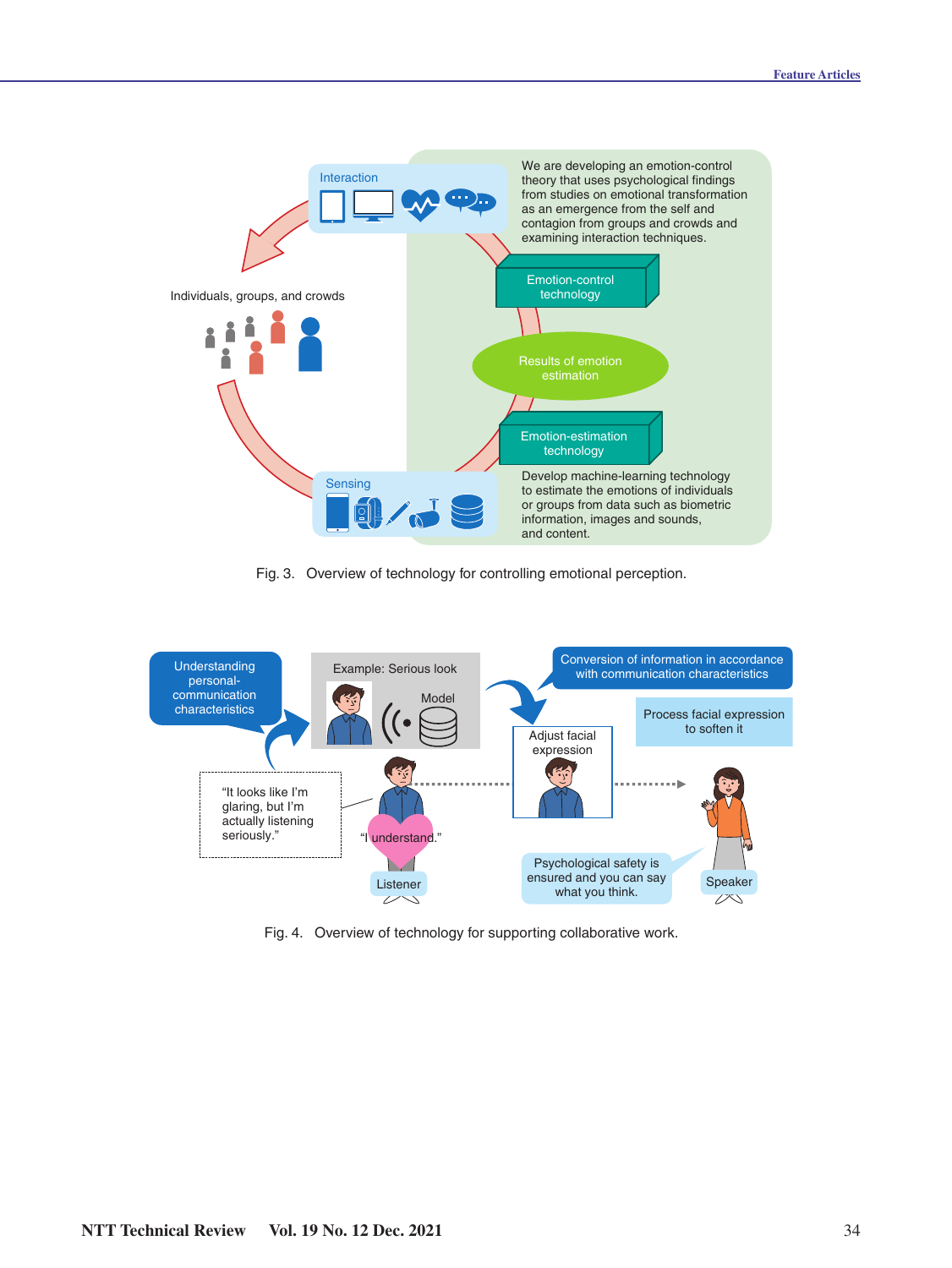Interaction

We are developing an emotion-control theory that uses psychological findings from studies on emotional transformation as an emergence from the self and contagion from groups and crowds and examining interaction techniques.

Emotion-control technology

Individuals, groups, and crowds

Results of emotion estimation

Emotion-estimation technology

Sensing

Develop machine-learning technology to estimate the emotions of individuals or groups from data such as biometric information, images and sounds, and content.

Fig. 3. Overview of technology for controlling emotional perception.

Understanding personal-communication characteristics

Example: Serious look

Model

Conversion of information in accordance with communication characteristics

Process facial expression to soften it

Adjust facial expression

"It looks like I'm glaring, but I'm actually listening seriously."

"I understand."

Listener

Psychological safety is ensured and you can say what you think.

Speaker

Fig. 4. Overview of technology for supporting collaborative work.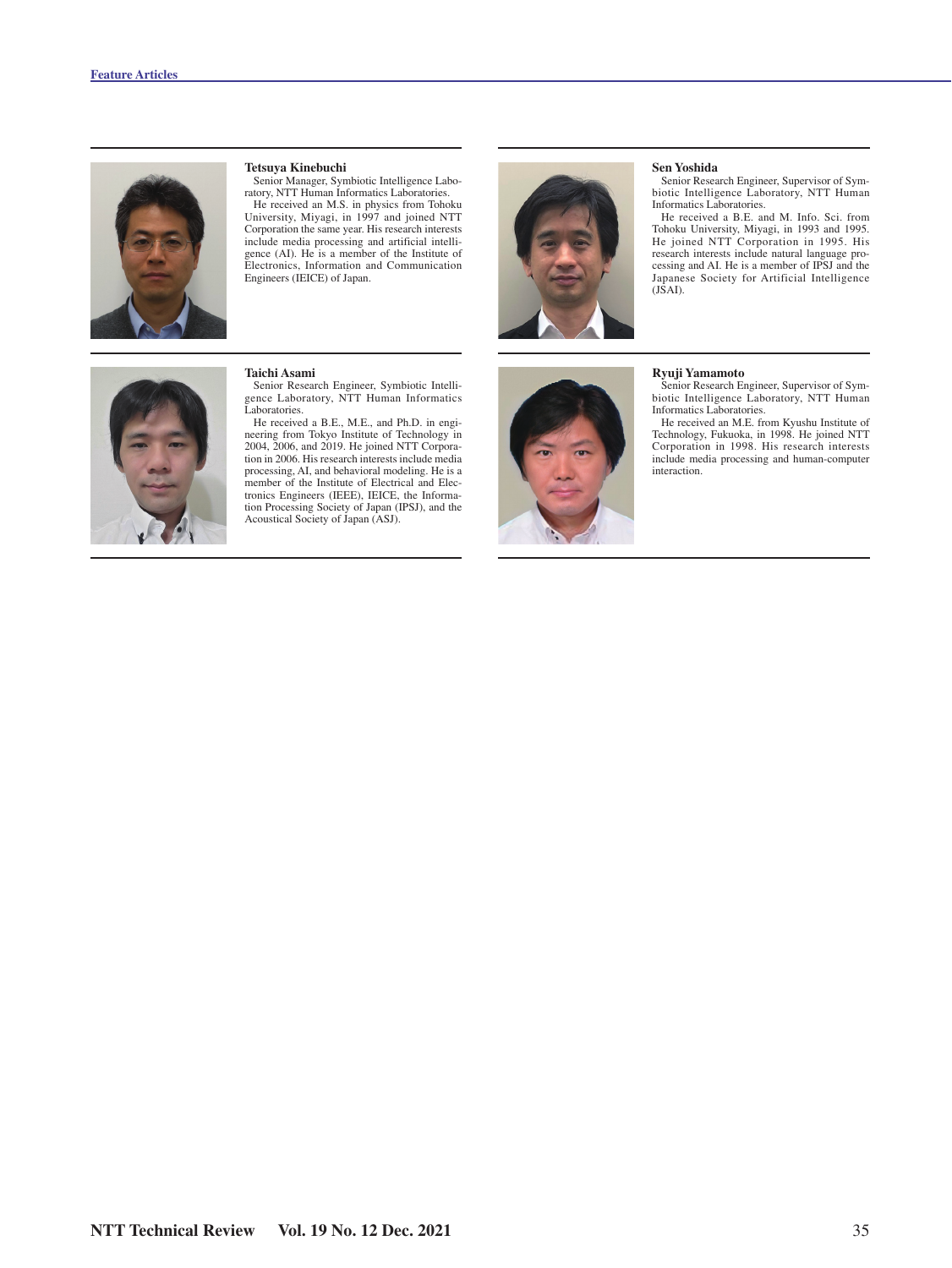**Tetsuya Kinebuchi**

Senior Manager, Symbiotic Intelligence Laboratory, NTT Human Informatics Laboratories.

He received an M.S. in physics from Tohoku University, Miyagi, in 1997 and joined NTT Corporation the same year. His research interests include media processing and artificial intelligence (AI). He is a member of the Institute of Electronics, Information and Communication Engineers (IEICE) of Japan.

**Taichi Asami**

Senior Research Engineer, Symbiotic Intelligence Laboratory, NTT Human Informatics Laboratories.

He received a B.E., M.E., and Ph.D. in engineering from Tokyo Institute of Technology in 2004, 2006, and 2019. He joined NTT Corporation in 2006. His research interests include media processing, AI, and behavioral modeling. He is a member of the Institute of Electrical and Electronics Engineers (IEEE), IEICE, the Information Processing Society of Japan (IPSJ), and the Acoustical Society of Japan (ASJ).

**Sen Yoshida**

Senior Research Engineer, Supervisor of Symbiotic Intelligence Laboratory, NTT Human Informatics Laboratories.

He received a B.E. and M. Info. Sci. from Tohoku University, Miyagi, in 1993 and 1995. He joined NTT Corporation in 1995. His research interests include natural language processing and AI. He is a member of IPSJ and the Japanese Society for Artificial Intelligence (JSAI).

**Ryuji Yamamoto**

Senior Research Engineer, Supervisor of Symbiotic Intelligence Laboratory, NTT Human Informatics Laboratories.

He received an M.E. from Kyushu Institute of Technology, Fukuoka, in 1998. He joined NTT Corporation in 1998. His research interests include media processing and human-computer interaction.